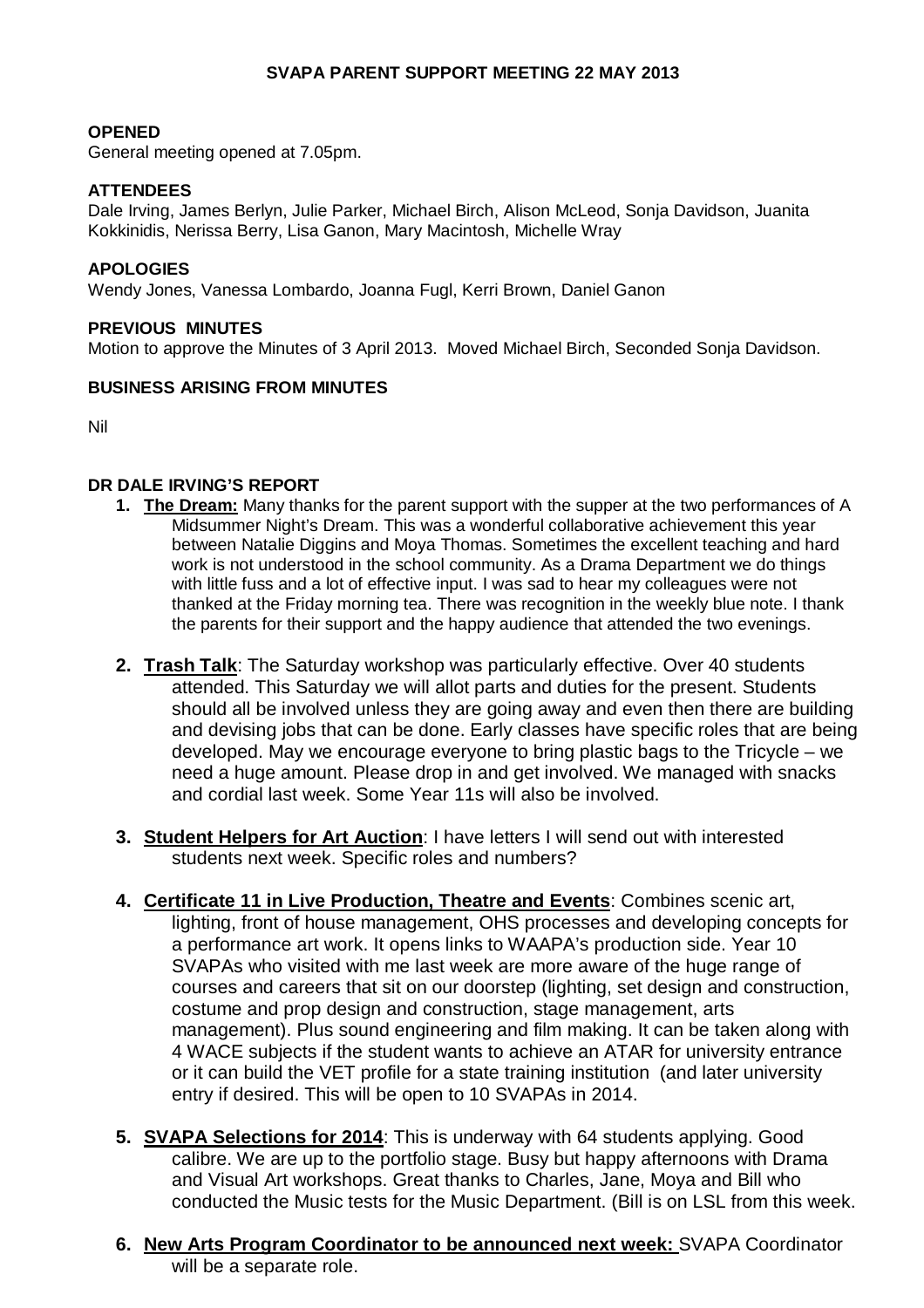**SVAPA PARENT SUPPORT MEETING 22 MAY 2013**

**OPENED**

General meeting opened at 7.05pm.

**ATTENDEES**

Dale Irving, James Berlyn, Julie Parker, Michael Birch, Alison McLeod, Sonja Davidson, Juanita Kokkinidis, Nerissa Berry, Lisa Ganon, Mary Macintosh, Michelle Wray

**APOLOGIES**

Wendy Jones, Vanessa Lombardo, Joanna Fugl, Kerri Brown, Daniel Ganon

**PREVIOUS MINUTES**

Motion to approve the Minutes of 3 April 2013. Moved Michael Birch, Seconded Sonja Davidson.

**BUSINESS ARISING FROM MINUTES**

Nil

**DR DALE IRVING'S REPORT**

1. **The Dream:** Many thanks for the parent support with the supper at the two performances of A Midsummer Night's Dream. This was a wonderful collaborative achievement this year between Natalie Diggins and Moya Thomas. Sometimes the excellent teaching and hard work is not understood in the school community. As a Drama Department we do things with little fuss and a lot of effective input. I was sad to hear my colleagues were not thanked at the Friday morning tea. There was recognition in the weekly blue note. I thank the parents for their support and the happy audience that attended the two evenings.

2. **Trash Talk**: The Saturday workshop was particularly effective. Over 40 students attended. This Saturday we will allot parts and duties for the present. Students should all be involved unless they are going away and even then there are building and devising jobs that can be done. Early classes have specific roles that are being developed. May we encourage everyone to bring plastic bags to the Tricycle – we need a huge amount. Please drop in and get involved. We managed with snacks and cordial last week. Some Year 11s will also be involved.

3. **Student Helpers for Art Auction**: I have letters I will send out with interested students next week. Specific roles and numbers?

4. **Certificate 11 in Live Production, Theatre and Events**: Combines scenic art, lighting, front of house management, OHS processes and developing concepts for a performance art work. It opens links to WAAPA's production side. Year 10 SVAPAs who visited with me last week are more aware of the huge range of courses and careers that sit on our doorstep (lighting, set design and construction, costume and prop design and construction, stage management, arts management). Plus sound engineering and film making. It can be taken along with 4 WACE subjects if the student wants to achieve an ATAR for university entrance or it can build the VET profile for a state training institution (and later university entry if desired. This will be open to 10 SVAPAs in 2014.

5. **SVAPA Selections for 2014**: This is underway with 64 students applying. Good calibre. We are up to the portfolio stage. Busy but happy afternoons with Drama and Visual Art workshops. Great thanks to Charles, Jane, Moya and Bill who conducted the Music tests for the Music Department. (Bill is on LSL from this week.

6. **New Arts Program Coordinator to be announced next week:** SVAPA Coordinator will be a separate role.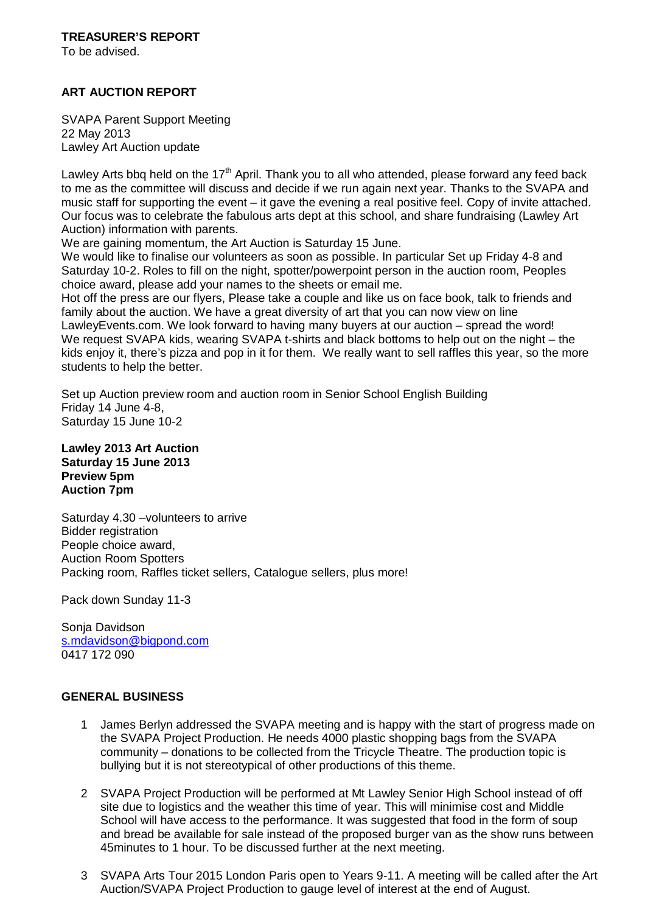**TREASURER'S REPORT**

To be advised.

**ART AUCTION REPORT**

SVAPA Parent Support Meeting
22 May 2013
Lawley Art Auction update

Lawley Arts bbq held on the 17th April. Thank you to all who attended, please forward any feed back to me as the committee will discuss and decide if we run again next year. Thanks to the SVAPA and music staff for supporting the event – it gave the evening a real positive feel. Copy of invite attached. Our focus was to celebrate the fabulous arts dept at this school, and share fundraising (Lawley Art Auction) information with parents.
We are gaining momentum, the Art Auction is Saturday 15 June.
We would like to finalise our volunteers as soon as possible. In particular Set up Friday 4-8 and Saturday 10-2. Roles to fill on the night, spotter/powerpoint person in the auction room, Peoples choice award, please add your names to the sheets or email me.
Hot off the press are our flyers, Please take a couple and like us on face book, talk to friends and family about the auction. We have a great diversity of art that you can now view on line LawleyEvents.com. We look forward to having many buyers at our auction – spread the word!
We request SVAPA kids, wearing SVAPA t-shirts and black bottoms to help out on the night – the kids enjoy it, there's pizza and pop in it for them. We really want to sell raffles this year, so the more students to help the better.

Set up Auction preview room and auction room in Senior School English Building
Friday 14 June 4-8,
Saturday 15 June 10-2

**Lawley 2013 Art Auction**
**Saturday 15 June 2013**
**Preview 5pm**
**Auction 7pm**

Saturday 4.30 –volunteers to arrive
Bidder registration
People choice award,
Auction Room Spotters
Packing room, Raffles ticket sellers, Catalogue sellers, plus more!

Pack down Sunday 11-3

Sonja Davidson
s.mdavidson@bigpond.com
0417 172 090

**GENERAL BUSINESS**

1. James Berlyn addressed the SVAPA meeting and is happy with the start of progress made on the SVAPA Project Production. He needs 4000 plastic shopping bags from the SVAPA community – donations to be collected from the Tricycle Theatre. The production topic is bullying but it is not stereotypical of other productions of this theme.

2. SVAPA Project Production will be performed at Mt Lawley Senior High School instead of off site due to logistics and the weather this time of year. This will minimise cost and Middle School will have access to the performance. It was suggested that food in the form of soup and bread be available for sale instead of the proposed burger van as the show runs between 45minutes to 1 hour. To be discussed further at the next meeting.

3. SVAPA Arts Tour 2015 London Paris open to Years 9-11. A meeting will be called after the Art Auction/SVAPA Project Production to gauge level of interest at the end of August.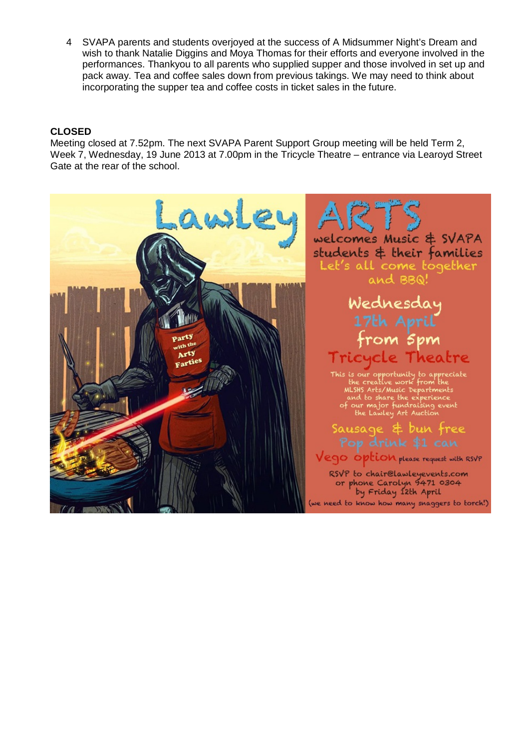4 SVAPA parents and students overjoyed at the success of A Midsummer Night's Dream and wish to thank Natalie Diggins and Moya Thomas for their efforts and everyone involved in the performances. Thankyou to all parents who supplied supper and those involved in set up and pack away. Tea and coffee sales down from previous takings. We may need to think about incorporating the supper tea and coffee costs in ticket sales in the future.

**CLOSED**

Meeting closed at 7.52pm. The next SVAPA Parent Support Group meeting will be held Term 2, Week 7, Wednesday, 19 June 2013 at 7.00pm in the Tricycle Theatre – entrance via Learoyd Street Gate at the rear of the school.

Lawley ARTS

welcomes Music & SVAPA students & their families

Let's all come together and BBQ!

Wednesday 17th April from 5pm

Tricycle Theatre

This is our opportunity to appreciate the creative work from the MLSHS Arts/Music Departments and to share the experience of our major fundraising event the Lawley Art Auction

Sausage & bun free

Pop drink $1 can

Vego option please request with RSVP

RSVP to chair@lawleyevents.com or phone Carolyn 9471 0304 by Friday 12th April

(we need to know how many snaggers to torch!)